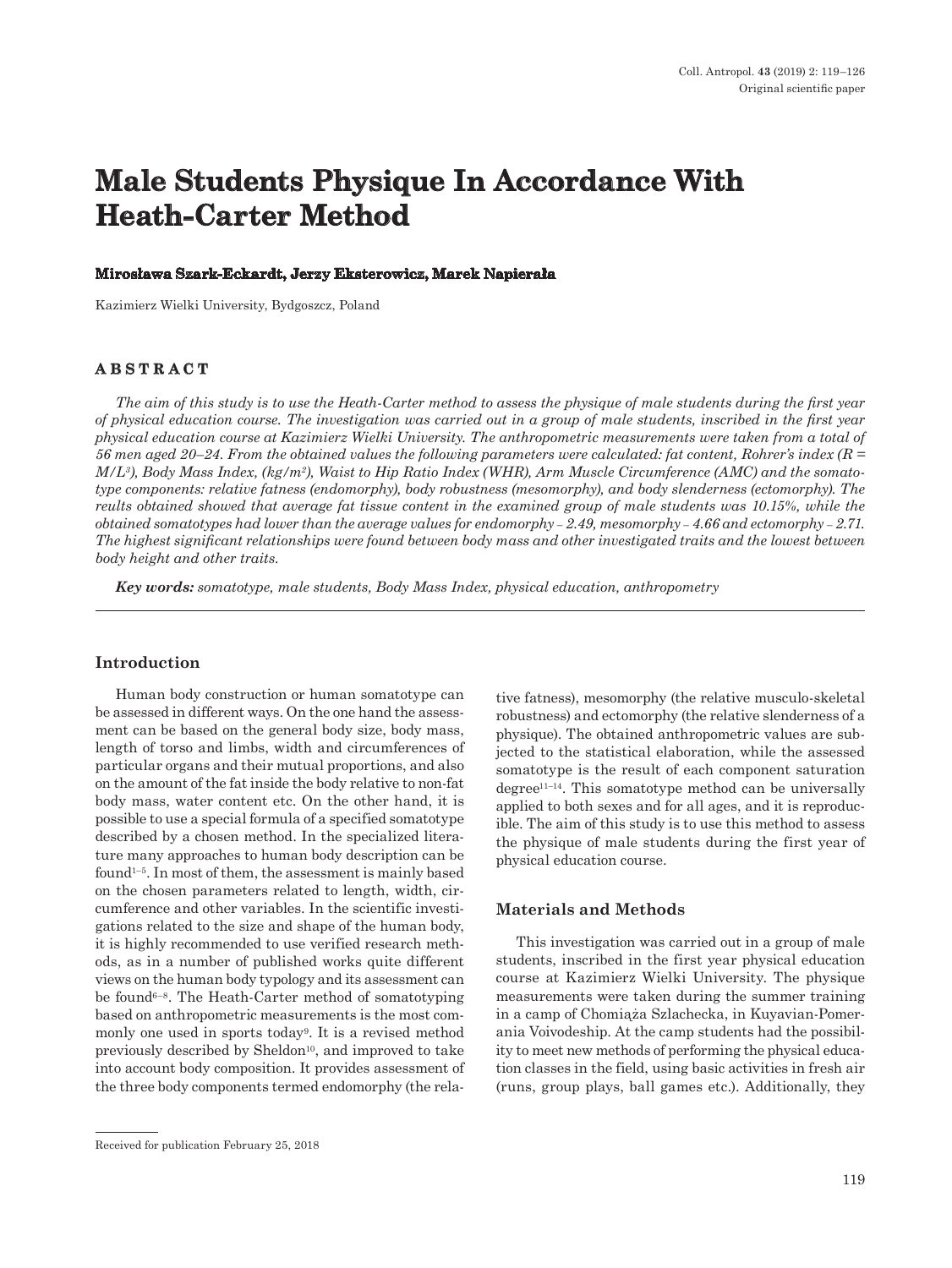# Male Students Physique In Accordance With Heath-Carter Method

**Mirosława Szark-Eckardt, Jerzy Eksterowicz, Marek Napierała**

Kazimierz Wielki University, Bydgoszcz, Poland

## ABSTRACT

*The aim of this study is to use the Heath-Carter method to assess the physique of male students during the first year of physical education course. The investigation was carried out in a group of male students, inscribed in the first year physical education course at Kazimierz Wielki University. The anthropometric measurements were taken from a total of 56 men aged 20–24. From the obtained values the following parameters were calculated: fat content, Rohrer's index ($R = M/L^3$), Body Mass Index, ($kg/m^2$), Waist to Hip Ratio Index (WHR), Arm Muscle Circumference (AMC) and the somatotype components: relative fatness (endomorphy), body robustness (mesomorphy), and body slenderness (ectomorphy). The reults obtained showed that average fat tissue content in the examined group of male students was 10.15%, while the obtained somatotypes had lower than the average values for endomorphy – 2.49, mesomorphy – 4.66 and ectomorphy – 2.71. The highest significant relationships were found between body mass and other investigated traits and the lowest between body height and other traits.*

***Key words:*** *somatotype, male students, Body Mass Index, physical education, anthropometry*

## Introduction

Human body construction or human somatotype can be assessed in different ways. On the one hand the assessment can be based on the general body size, body mass, length of torso and limbs, width and circumferences of particular organs and their mutual proportions, and also on the amount of the fat inside the body relative to non-fat body mass, water content etc. On the other hand, it is possible to use a special formula of a specified somatotype described by a chosen method. In the specialized literature many approaches to human body description can be found[1–5]. In most of them, the assessment is mainly based on the chosen parameters related to length, width, circumference and other variables. In the scientific investigations related to the size and shape of the human body, it is highly recommended to use verified research methods, as in a number of published works quite different views on the human body typology and its assessment can be found[6–8]. The Heath-Carter method of somatotyping based on anthropometric measurements is the most commonly one used in sports today[9]. It is a revised method previously described by Sheldon[10], and improved to take into account body composition. It provides assessment of the three body components termed endomorphy (the relative fatness), mesomorphy (the relative musculo-skeletal robustness) and ectomorphy (the relative slenderness of a physique). The obtained anthropometric values are subjected to the statistical elaboration, while the assessed somatotype is the result of each component saturation degree[11–14]. This somatotype method can be universally applied to both sexes and for all ages, and it is reproducible. The aim of this study is to use this method to assess the physique of male students during the first year of physical education course.

## Materials and Methods

This investigation was carried out in a group of male students, inscribed in the first year physical education course at Kazimierz Wielki University. The physique measurements were taken during the summer training in a camp of Chomiąża Szlachecka, in Kuyavian-Pomerania Voivodeship. At the camp students had the possibility to meet new methods of performing the physical education classes in the field, using basic activities in fresh air (runs, group plays, ball games etc.). Additionally, they

Received for publication February 25, 2018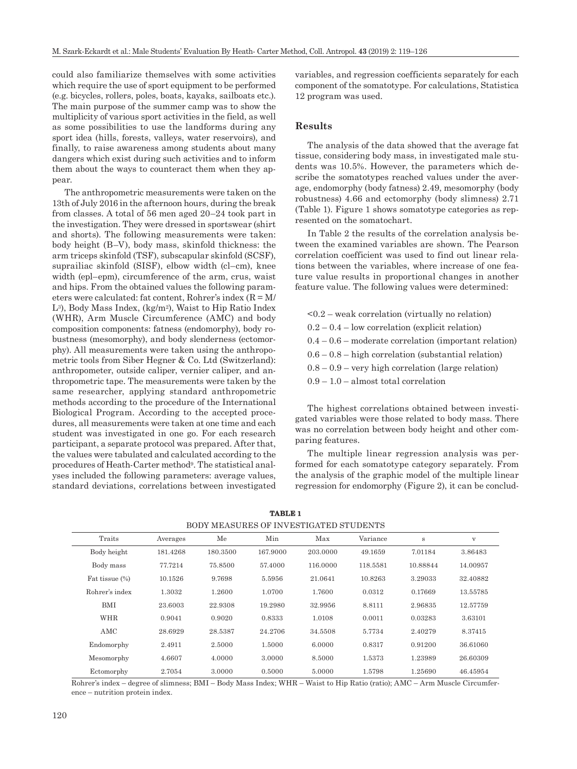could also familiarize themselves with some activities which require the use of sport equipment to be performed (e.g. bicycles, rollers, poles, boats, kayaks, sailboats etc.). The main purpose of the summer camp was to show the multiplicity of various sport activities in the field, as well as some possibilities to use the landforms during any sport idea (hills, forests, valleys, water reservoirs), and finally, to raise awareness among students about many dangers which exist during such activities and to inform them about the ways to counteract them when they appear.

The anthropometric measurements were taken on the 13th of July 2016 in the afternoon hours, during the break from classes. A total of 56 men aged 20–24 took part in the investigation. They were dressed in sportswear (shirt and shorts). The following measurements were taken: body height (B–V), body mass, skinfold thickness: the arm triceps skinfold (TSF), subscapular skinfold (SCSF), suprailiac skinfold (SISF), elbow width (cl–cm), knee width (epl–epm), circumference of the arm, crus, waist and hips. From the obtained values the following parameters were calculated: fat content, Rohrer's index ($R = M/L^3$), Body Mass Index, ($kg/m^2$), Waist to Hip Ratio Index (WHR), Arm Muscle Circumference (AMC) and body composition components: fatness (endomorphy), body robustness (mesomorphy), and body slenderness (ectomorphy). All measurements were taken using the anthropometric tools from Siber Hegner & Co. Ltd (Switzerland): anthropometer, outside caliper, vernier caliper, and anthropometric tape. The measurements were taken by the same researcher, applying standard anthropometric methods according to the procedure of the International Biological Program. According to the accepted procedures, all measurements were taken at one time and each student was investigated in one go. For each research participant, a separate protocol was prepared. After that, the values were tabulated and calculated according to the procedures of Heath-Carter method[9]. The statistical analyses included the following parameters: average values, standard deviations, correlations between investigated variables, and regression coefficients separately for each component of the somatotype. For calculations, Statistica 12 program was used.

## Results

The analysis of the data showed that the average fat tissue, considering body mass, in investigated male students was 10.5%. However, the parameters which describe the somatotypes reached values under the average, endomorphy (body fatness) 2.49, mesomorphy (body robustness) 4.66 and ectomorphy (body slimness) 2.71 (Table 1). Figure 1 shows somatotype categories as represented on the somatochart.

In Table 2 the results of the correlation analysis between the examined variables are shown. The Pearson correlation coefficient was used to find out linear relations between the variables, where increase of one feature value results in proportional changes in another feature value. The following values were determined:

- <0.2 – weak correlation (virtually no relation)
- 0.2 – 0.4 – low correlation (explicit relation)
- 0.4 – 0.6 – moderate correlation (important relation)
- 0.6 – 0.8 – high correlation (substantial relation)
- 0.8 – 0.9 – very high correlation (large relation)
- 0.9 – 1.0 – almost total correlation

The highest correlations obtained between investigated variables were those related to body mass. There was no correlation between body height and other comparing features.

The multiple linear regression analysis was performed for each somatotype category separately. From the analysis of the graphic model of the multiple linear regression for endomorphy (Figure 2), it can be conclud-

**TABLE 1**
BODY MEASURES OF INVESTIGATED STUDENTS

| Traits | Averages | Me | Min | Max | Variance | s | v |
|---|---|---|---|---|---|---|---|
| Body height | 181.4268 | 180.3500 | 167.9000 | 203.0000 | 49.1659 | 7.01184 | 3.86483 |
| Body mass | 77.7214 | 75.8500 | 57.4000 | 116.0000 | 118.5581 | 10.88844 | 14.00957 |
| Fat tissue (%) | 10.1526 | 9.7698 | 5.5956 | 21.0641 | 10.8263 | 3.29033 | 32.40882 |
| Rohrer's index | 1.3032 | 1.2600 | 1.0700 | 1.7600 | 0.0312 | 0.17669 | 13.55785 |
| BMI | 23.6003 | 22.9308 | 19.2980 | 32.9956 | 8.8111 | 2.96835 | 12.57759 |
| WHR | 0.9041 | 0.9020 | 0.8333 | 1.0108 | 0.0011 | 0.03283 | 3.63101 |
| AMC | 28.6929 | 28.5387 | 24.2706 | 34.5508 | 5.7734 | 2.40279 | 8.37415 |
| Endomorphy | 2.4911 | 2.5000 | 1.5000 | 6.0000 | 0.8317 | 0.91200 | 36.61060 |
| Mesomorphy | 4.6607 | 4.0000 | 3.0000 | 8.5000 | 1.5373 | 1.23989 | 26.60309 |
| Ectomorphy | 2.7054 | 3.0000 | 0.5000 | 5.0000 | 1.5798 | 1.25690 | 46.45954 |

Rohrer's index – degree of slimness; BMI – Body Mass Index; WHR – Waist to Hip Ratio (ratio); AMC – Arm Muscle Circumference – nutrition protein index.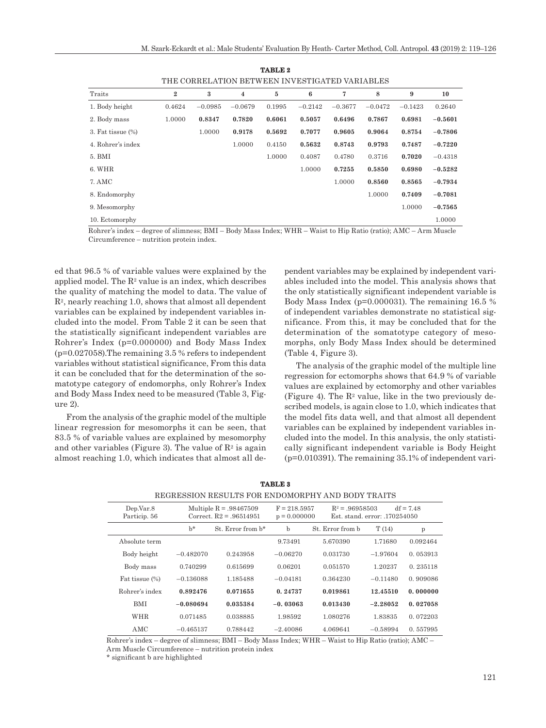**TABLE 2**

THE CORRELATION BETWEEN INVESTIGATED VARIABLES

| Traits | 2 | 3 | 4 | 5 | 6 | 7 | 8 | 9 | 10 |
|---|---|---|---|---|---|---|---|---|---|
| 1. Body height | 0.4624 | −0.0985 | −0.0679 | 0.1995 | −0.2142 | −0.3677 | −0.0472 | −0.1423 | 0.2640 |
| 2. Body mass | 1.0000 | **0.8347** | **0.7820** | **0.6061** | **0.5057** | **0.6496** | **0.7867** | **0.6981** | **−0.5601** |
| 3. Fat tissue (%) | | 1.0000 | **0.9178** | **0.5692** | **0.7077** | **0.9605** | **0.9064** | **0.8754** | **−0.7806** |
| 4. Rohrer's index | | | 1.0000 | 0.4150 | **0.5632** | **0.8743** | **0.9793** | **0.7487** | **−0.7220** |
| 5. BMI | | | | 1.0000 | 0.4087 | 0.4780 | 0.3716 | **0.7020** | −0.4318 |
| 6. WHR | | | | | 1.0000 | **0.7255** | **0.5850** | **0.6980** | **−0.5282** |
| 7. AMC | | | | | | 1.0000 | **0.8560** | **0.8565** | **−0.7934** |
| 8. Endomorphy | | | | | | | 1.0000 | **0.7409** | **−0.7081** |
| 9. Mesomorphy | | | | | | | | 1.0000 | **−0.7565** |
| 10. Ectomorphy | | | | | | | | | 1.0000 |

Rohrer's index – degree of slimness; BMI – Body Mass Index; WHR – Waist to Hip Ratio (ratio); AMC – Arm Muscle Circumference – nutrition protein index.

ed that 96.5 % of variable values were explained by the applied model. The $R^2$ value is an index, which describes the quality of matching the model to data. The value of $R^2$, nearly reaching 1.0, shows that almost all dependent variables can be explained by independent variables included into the model. From Table 2 it can be seen that the statistically significant independent variables are Rohrer's Index (p=0.000000) and Body Mass Index (p=0.027058).The remaining 3.5 % refers to independent variables without statistical significance, From this data it can be concluded that for the determination of the somatotype category of endomorphs, only Rohrer's Index and Body Mass Index need to be measured (Table 3, Figure 2).

From the analysis of the graphic model of the multiple linear regression for mesomorphs it can be seen, that 83.5 % of variable values are explained by mesomorphy and other variables (Figure 3). The value of $R^2$ is again almost reaching 1.0, which indicates that almost all dependent variables may be explained by independent variables included into the model. This analysis shows that the only statistically significant independent variable is Body Mass Index (p=0.000031). The remaining 16.5 % of independent variables demonstrate no statistical significance. From this, it may be concluded that for the determination of the somatotype category of mesomorphs, only Body Mass Index should be determined (Table 4, Figure 3).

The analysis of the graphic model of the multiple line regression for ectomorphs shows that 64.9 % of variable values are explained by ectomorphy and other variables (Figure 4). The $R^2$ value, like in the two previously described models, is again close to 1.0, which indicates that the model fits data well, and that almost all dependent variables can be explained by independent variables included into the model. In this analysis, the only statistically significant independent variable is Body Height (p=0.010391). The remaining 35.1% of independent vari-

**TABLE 3**

REGRESSION RESULTS FOR ENDOMORPHY AND BODY TRAITS

| Dep.Var.8 Particip. 56 | Multiple R = .98467509 Correct. R2 = .96514951 | | F = 218.5957 p = 0.000000 | $R^2$ = .96958503 Est. stand. error: .170254050 | df = 7.48 | |
|---|---|---|---|---|---|---|
| | b* | St. Error from b* | b | St. Error from b | T (14) | p |
| Absolute term | | | 9.73491 | 5.670390 | 1.71680 | 0.092464 |
| Body height | −0.482070 | 0.243958 | −0.06270 | 0.031730 | −1.97604 | 0. 053913 |
| Body mass | 0.740299 | 0.615699 | 0.06201 | 0.051570 | 1.20237 | 0. 235118 |
| Fat tissue (%) | −0.136088 | 1.185488 | −0.04181 | 0.364230 | −0.11480 | 0. 909086 |
| Rohrer's index | **0.892476** | **0.071655** | **0. 24737** | **0.019861** | **12.45510** | **0. 000000** |
| BMI | **−0.080694** | **0.035384** | **−0. 03063** | **0.013430** | **−2.28052** | **0. 027058** |
| WHR | 0.071485 | 0.038885 | 1.98592 | 1.080276 | 1.83835 | 0. 072203 |
| AMC | −0.465137 | 0.788442 | −2.40086 | 4.069641 | −0.58994 | 0. 557995 |

Rohrer's index – degree of slimness; BMI – Body Mass Index; WHR – Waist to Hip Ratio (ratio); AMC – Arm Muscle Circumference – nutrition protein index

\* significant b are highlighted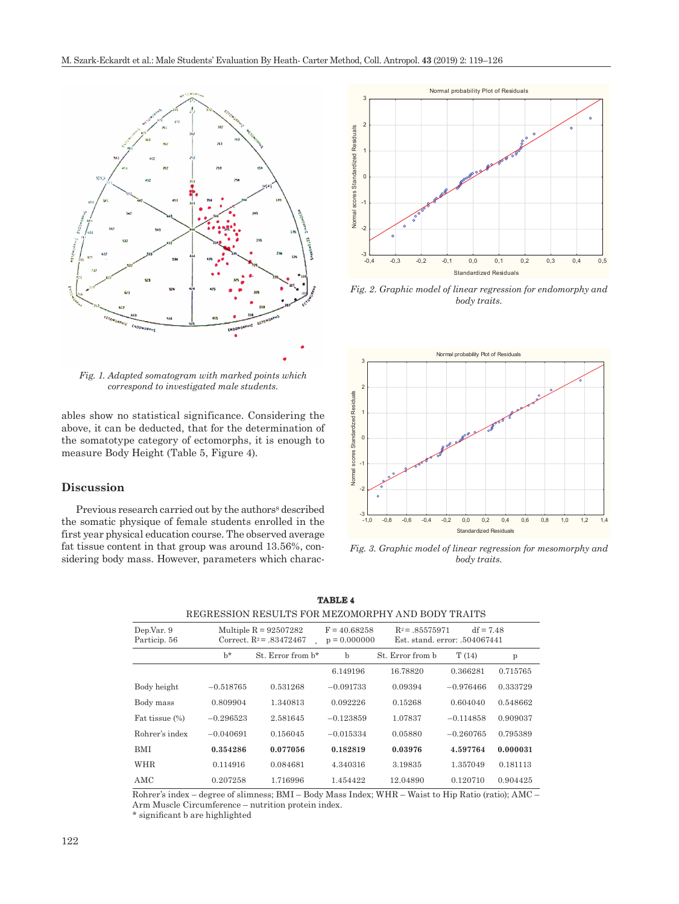Fig. 1. Adapted somatogram with marked points which correspond to investigated male students.

ables show no statistical significance. Considering the above, it can be deducted, that for the determination of the somatotype category of ectomorphs, it is enough to measure Body Height (Table 5, Figure 4).

## Discussion

Previous research carried out by the authors[8] described the somatic physique of female students enrolled in the first year physical education course. The observed average fat tissue content in that group was around 13.56%, considering body mass. However, parameters which charac-

Fig. 2. Graphic model of linear regression for endomorphy and body traits.

Fig. 3. Graphic model of linear regression for mesomorphy and body traits.

**TABLE 4**
REGRESSION RESULTS FOR MEZOMORPHY AND BODY TRAITS

| Dep.Var. 9<br>Particip. 56 | Multiple R = 92507282<br>Correct. $R^2$ = .83472467 | , | F = 40.68258<br>p = 0.000000 | $R^2$ = .85575971<br>Est. stand. error: .504067441 | df = 7.48 | |
|---|---|---|---|---|---|---|
| | b* | St. Error from b* | b | St. Error from b | T (14) | p |
| | | | 6.149196 | 16.78820 | 0.366281 | 0.715765 |
| Body height | −0.518765 | 0.531268 | −0.091733 | 0.09394 | −0.976466 | 0.333729 |
| Body mass | 0.809904 | 1.340813 | 0.092226 | 0.15268 | 0.604040 | 0.548662 |
| Fat tissue (%) | −0.296523 | 2.581645 | −0.123859 | 1.07837 | −0.114858 | 0.909037 |
| Rohrer's index | −0.040691 | 0.156045 | −0.015334 | 0.05880 | −0.260765 | 0.795389 |
| BMI | **0.354286** | **0.077056** | **0.182819** | **0.03976** | **4.597764** | **0.000031** |
| WHR | 0.114916 | 0.084681 | 4.340316 | 3.19835 | 1.357049 | 0.181113 |
| AMC | 0.207258 | 1.716996 | 1.454422 | 12.04890 | 0.120710 | 0.904425 |

Rohrer's index – degree of slimness; BMI – Body Mass Index; WHR – Waist to Hip Ratio (ratio); AMC – Arm Muscle Circumference – nutrition protein index.
* significant b are highlighted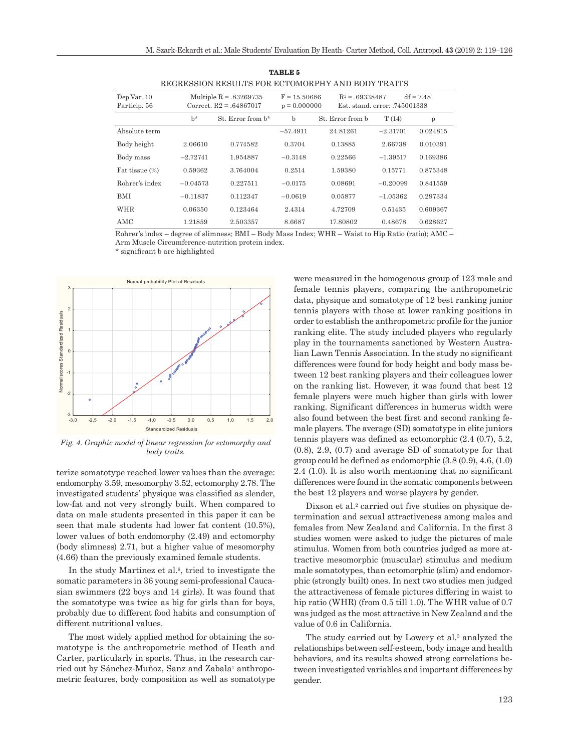**TABLE 5**

REGRESSION RESULTS FOR ECTOMORPHY AND BODY TRAITS

| Dep.Var. 10<br>Particip. 56 | Multiple R = .83269735<br>Correct. R2 = .64867017 | | F = 15.50686<br>p = 0.000000 | $R^2$ = .69338487 df = 7.48<br>Est. stand. error: .745001338 | | |
|---|---|---|---|---|---|---|
| | b* | St. Error from b* | b | St. Error from b | T (14) | p |
| Absolute term | | | −57.4911 | 24.81261 | −2.31701 | 0.024815 |
| Body height | 2.06610 | 0.774582 | 0.3704 | 0.13885 | 2.66738 | 0.010391 |
| Body mass | −2.72741 | 1.954887 | −0.3148 | 0.22566 | −1.39517 | 0.169386 |
| Fat tissue (%) | 0.59362 | 3.764004 | 0.2514 | 1.59380 | 0.15771 | 0.875348 |
| Rohrer's index | −0.04573 | 0.227511 | −0.0175 | 0.08691 | −0.20099 | 0.841559 |
| BMI | −0.11837 | 0.112347 | −0.0619 | 0.05877 | −1.05362 | 0.297334 |
| WHR | 0.06350 | 0.123464 | 2.4314 | 4.72709 | 0.51435 | 0.609367 |
| AMC | 1.21859 | 2.503357 | 8.6687 | 17.80802 | 0.48678 | 0.628627 |

Rohrer's index – degree of slimness; BMI – Body Mass Index; WHR – Waist to Hip Ratio (ratio); AMC – Arm Muscle Circumference-nutrition protein index.
* significant b are highlighted

*Fig. 4. Graphic model of linear regression for ectomorphy and body traits.*

terize somatotype reached lower values than the average: endomorphy 3.59, mesomorphy 3.52, ectomorphy 2.78. The investigated students' physique was classified as slender, low-fat and not very strongly built. When compared to data on male students presented in this paper it can be seen that male students had lower fat content (10.5%), lower values of both endomorphy (2.49) and ectomorphy (body slimness) 2.71, but a higher value of mesomorphy (4.66) than the previously examined female students.

In the study Martínez et al.[6], tried to investigate the somatic parameters in 36 young semi-professional Caucasian swimmers (22 boys and 14 girls). It was found that the somatotype was twice as big for girls than for boys, probably due to different food habits and consumption of different nutritional values.

The most widely applied method for obtaining the somatotype is the anthropometric method of Heath and Carter, particularly in sports. Thus, in the research carried out by Sánchez-Muñoz, Sanz and Zabala[1] anthropometric features, body composition as well as somatotype were measured in the homogenous group of 123 male and female tennis players, comparing the anthropometric data, physique and somatotype of 12 best ranking junior tennis players with those at lower ranking positions in order to establish the anthropometric profile for the junior ranking elite. The study included players who regularly play in the tournaments sanctioned by Western Australian Lawn Tennis Association. In the study no significant differences were found for body height and body mass between 12 best ranking players and their colleagues lower on the ranking list. However, it was found that best 12 female players were much higher than girls with lower ranking. Significant differences in humerus width were also found between the best first and second ranking female players. The average (SD) somatotype in elite juniors tennis players was defined as ectomorphic (2.4 (0.7), 5.2, (0.8), 2.9, (0.7) and average SD of somatotype for that group could be defined as endomorphic (3.8 (0.9), 4.6, (1.0) 2.4 (1.0). It is also worth mentioning that no significant differences were found in the somatic components between the best 12 players and worse players by gender.

Dixson et al.[2] carried out five studies on physique determination and sexual attractiveness among males and females from New Zealand and California. In the first 3 studies women were asked to judge the pictures of male stimulus. Women from both countries judged as more attractive mesomorphic (muscular) stimulus and medium male somatotypes, than ectomorphic (slim) and endomorphic (strongly built) ones. In next two studies men judged the attractiveness of female pictures differing in waist to hip ratio (WHR) (from 0.5 till 1.0). The WHR value of 0.7 was judged as the most attractive in New Zealand and the value of 0.6 in California.

The study carried out by Lowery et al.[3] analyzed the relationships between self-esteem, body image and health behaviors, and its results showed strong correlations between investigated variables and important differences by gender.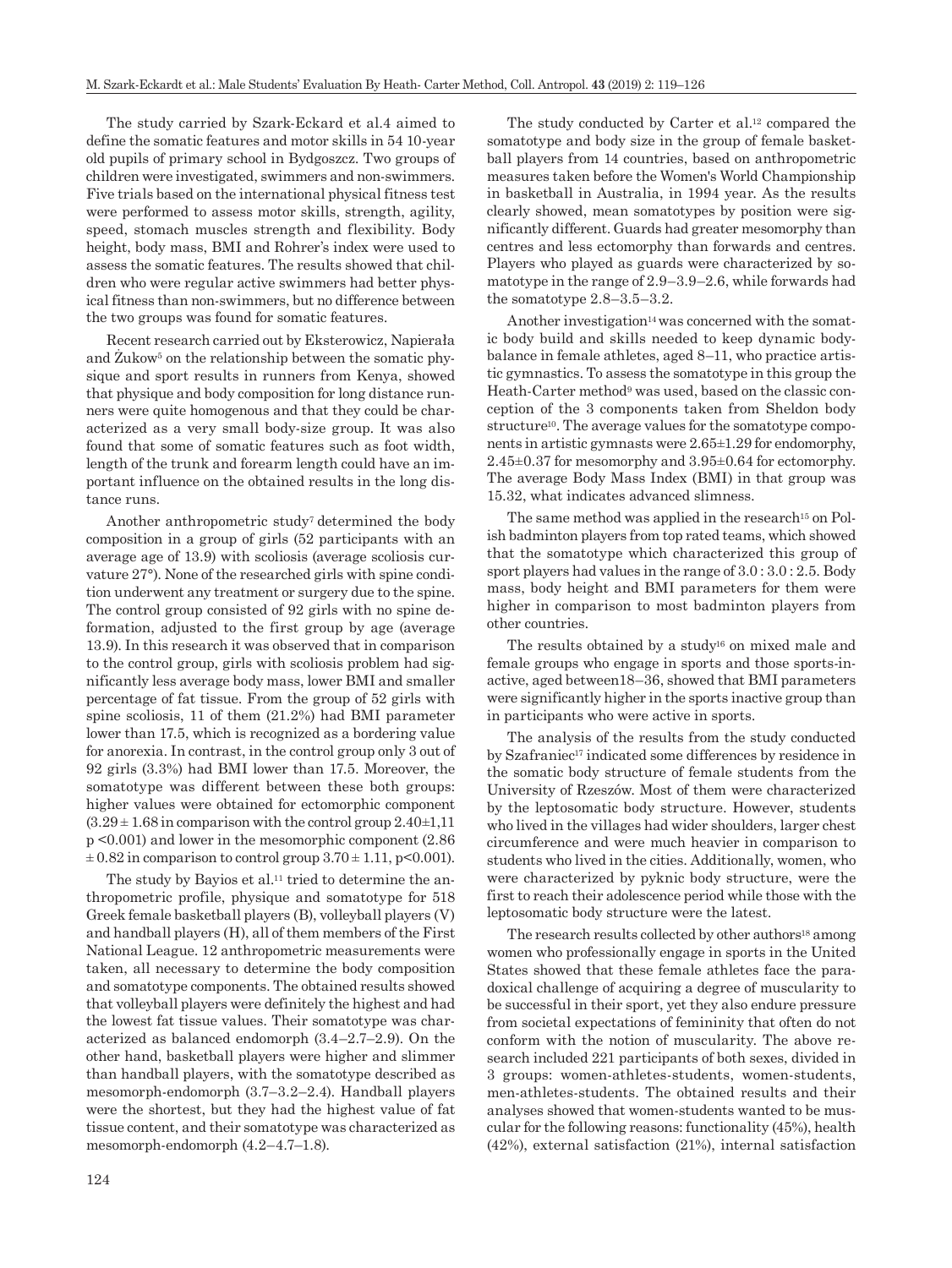The study carried by Szark-Eckard et al.[4] aimed to define the somatic features and motor skills in 54 10-year old pupils of primary school in Bydgoszcz. Two groups of children were investigated, swimmers and non-swimmers. Five trials based on the international physical fitness test were performed to assess motor skills, strength, agility, speed, stomach muscles strength and flexibility. Body height, body mass, BMI and Rohrer's index were used to assess the somatic features. The results showed that children who were regular active swimmers had better physical fitness than non-swimmers, but no difference between the two groups was found for somatic features.

Recent research carried out by Eksterowicz, Napierała and Żukow[5] on the relationship between the somatic physique and sport results in runners from Kenya, showed that physique and body composition for long distance runners were quite homogenous and that they could be characterized as a very small body-size group. It was also found that some of somatic features such as foot width, length of the trunk and forearm length could have an important influence on the obtained results in the long distance runs.

Another anthropometric study[7] determined the body composition in a group of girls (52 participants with an average age of 13.9) with scoliosis (average scoliosis curvature 27°). None of the researched girls with spine condition underwent any treatment or surgery due to the spine. The control group consisted of 92 girls with no spine deformation, adjusted to the first group by age (average 13.9). In this research it was observed that in comparison to the control group, girls with scoliosis problem had significantly less average body mass, lower BMI and smaller percentage of fat tissue. From the group of 52 girls with spine scoliosis, 11 of them (21.2%) had BMI parameter lower than 17.5, which is recognized as a bordering value for anorexia. In contrast, in the control group only 3 out of 92 girls (3.3%) had BMI lower than 17.5. Moreover, the somatotype was different between these both groups: higher values were obtained for ectomorphic component ($3.29 \pm 1.68$ in comparison with the control group $2.40 \pm 1{,}11$ $p < 0.001$) and lower in the mesomorphic component ($2.86 \pm 0.82$ in comparison to control group $3.70 \pm 1.11$, $p < 0.001$).

The study by Bayios et al.[11] tried to determine the anthropometric profile, physique and somatotype for 518 Greek female basketball players (B), volleyball players (V) and handball players (H), all of them members of the First National League. 12 anthropometric measurements were taken, all necessary to determine the body composition and somatotype components. The obtained results showed that volleyball players were definitely the highest and had the lowest fat tissue values. Their somatotype was characterized as balanced endomorph (3.4–2.7–2.9). On the other hand, basketball players were higher and slimmer than handball players, with the somatotype described as mesomorph-endomorph (3.7–3.2–2.4). Handball players were the shortest, but they had the highest value of fat tissue content, and their somatotype was characterized as mesomorph-endomorph (4.2–4.7–1.8).

The study conducted by Carter et al.[12] compared the somatotype and body size in the group of female basketball players from 14 countries, based on anthropometric measures taken before the Women's World Championship in basketball in Australia, in 1994 year. As the results clearly showed, mean somatotypes by position were significantly different. Guards had greater mesomorphy than centres and less ectomorphy than forwards and centres. Players who played as guards were characterized by somatotype in the range of 2.9–3.9–2.6, while forwards had the somatotype 2.8–3.5–3.2.

Another investigation[14] was concerned with the somatic body build and skills needed to keep dynamic body-balance in female athletes, aged 8–11, who practice artistic gymnastics. To assess the somatotype in this group the Heath-Carter method[9] was used, based on the classic conception of the 3 components taken from Sheldon body structure[10]. The average values for the somatotype components in artistic gymnasts were $2.65 \pm 1.29$ for endomorphy, $2.45 \pm 0.37$ for mesomorphy and $3.95 \pm 0.64$ for ectomorphy. The average Body Mass Index (BMI) in that group was 15.32, what indicates advanced slimness.

The same method was applied in the research[15] on Polish badminton players from top rated teams, which showed that the somatotype which characterized this group of sport players had values in the range of 3.0 : 3.0 : 2.5. Body mass, body height and BMI parameters for them were higher in comparison to most badminton players from other countries.

The results obtained by a study[16] on mixed male and female groups who engage in sports and those sports-inactive, aged between18–36, showed that BMI parameters were significantly higher in the sports inactive group than in participants who were active in sports.

The analysis of the results from the study conducted by Szafraniec[17] indicated some differences by residence in the somatic body structure of female students from the University of Rzeszów. Most of them were characterized by the leptosomatic body structure. However, students who lived in the villages had wider shoulders, larger chest circumference and were much heavier in comparison to students who lived in the cities. Additionally, women, who were characterized by pyknic body structure, were the first to reach their adolescence period while those with the leptosomatic body structure were the latest.

The research results collected by other authors[18] among women who professionally engage in sports in the United States showed that these female athletes face the paradoxical challenge of acquiring a degree of muscularity to be successful in their sport, yet they also endure pressure from societal expectations of femininity that often do not conform with the notion of muscularity. The above research included 221 participants of both sexes, divided in 3 groups: women-athletes-students, women-students, men-athletes-students. The obtained results and their analyses showed that women-students wanted to be muscular for the following reasons: functionality (45%), health (42%), external satisfaction (21%), internal satisfaction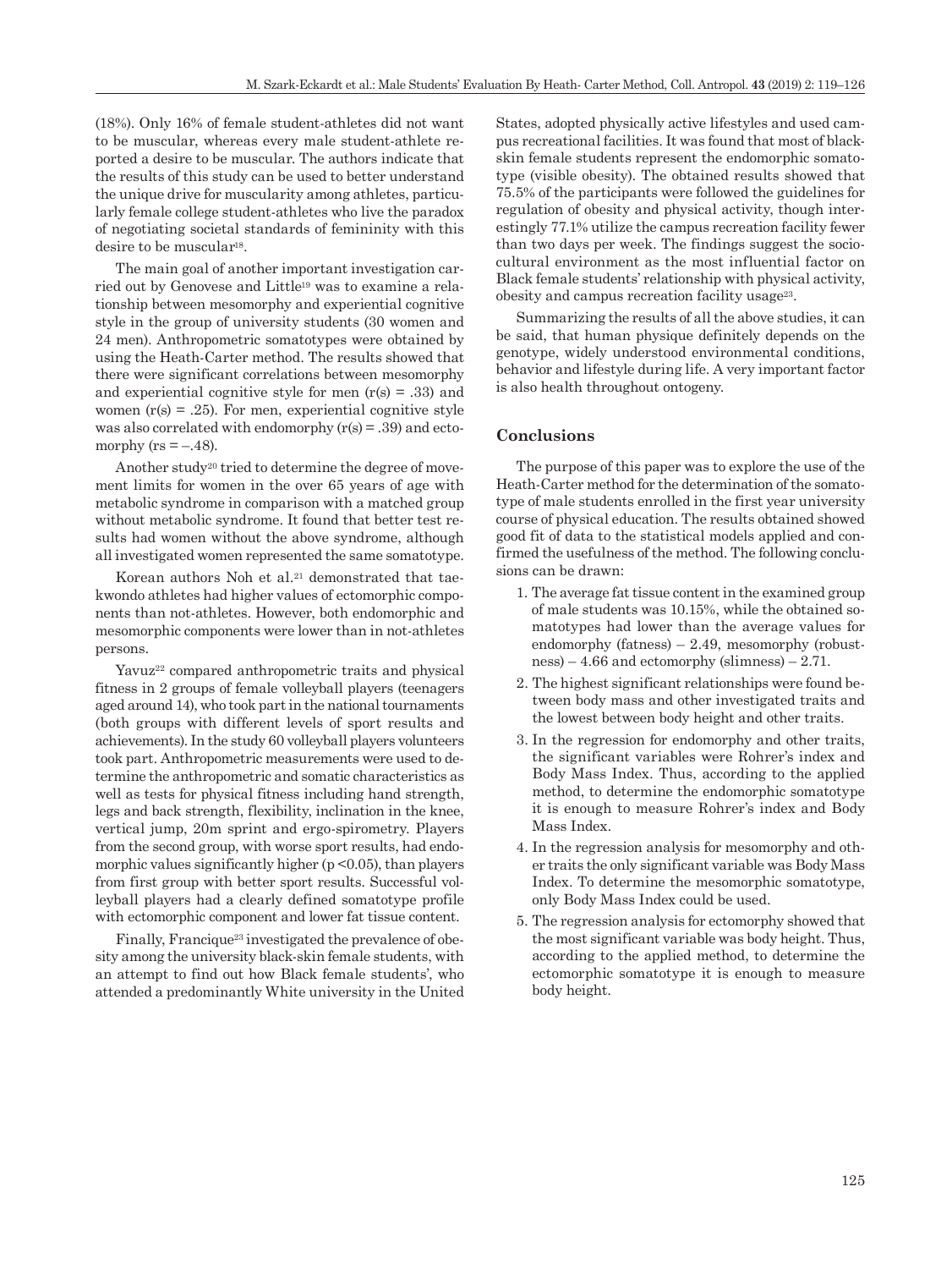(18%). Only 16% of female student-athletes did not want to be muscular, whereas every male student-athlete reported a desire to be muscular. The authors indicate that the results of this study can be used to better understand the unique drive for muscularity among athletes, particularly female college student-athletes who live the paradox of negotiating societal standards of femininity with this desire to be muscular[18].

The main goal of another important investigation carried out by Genovese and Little[19] was to examine a relationship between mesomorphy and experiential cognitive style in the group of university students (30 women and 24 men). Anthropometric somatotypes were obtained by using the Heath-Carter method. The results showed that there were significant correlations between mesomorphy and experiential cognitive style for men ($r(s) = .33$) and women ($r(s) = .25$). For men, experiential cognitive style was also correlated with endomorphy ($r(s) = .39$) and ectomorphy ($rs = -.48$).

Another study[20] tried to determine the degree of movement limits for women in the over 65 years of age with metabolic syndrome in comparison with a matched group without metabolic syndrome. It found that better test results had women without the above syndrome, although all investigated women represented the same somatotype.

Korean authors Noh et al.[21] demonstrated that taekwondo athletes had higher values of ectomorphic components than not-athletes. However, both endomorphic and mesomorphic components were lower than in not-athletes persons.

Yavuz[22] compared anthropometric traits and physical fitness in 2 groups of female volleyball players (teenagers aged around 14), who took part in the national tournaments (both groups with different levels of sport results and achievements). In the study 60 volleyball players volunteers took part. Anthropometric measurements were used to determine the anthropometric and somatic characteristics as well as tests for physical fitness including hand strength, legs and back strength, flexibility, inclination in the knee, vertical jump, 20m sprint and ergo-spirometry. Players from the second group, with worse sport results, had endomorphic values significantly higher ($p < 0.05$), than players from first group with better sport results. Successful volleyball players had a clearly defined somatotype profile with ectomorphic component and lower fat tissue content.

Finally, Francique[23] investigated the prevalence of obesity among the university black-skin female students, with an attempt to find out how Black female students', who attended a predominantly White university in the United States, adopted physically active lifestyles and used campus recreational facilities. It was found that most of black-skin female students represent the endomorphic somatotype (visible obesity). The obtained results showed that 75.5% of the participants were followed the guidelines for regulation of obesity and physical activity, though interestingly 77.1% utilize the campus recreation facility fewer than two days per week. The findings suggest the sociocultural environment as the most influential factor on Black female students' relationship with physical activity, obesity and campus recreation facility usage[23].

Summarizing the results of all the above studies, it can be said, that human physique definitely depends on the genotype, widely understood environmental conditions, behavior and lifestyle during life. A very important factor is also health throughout ontogeny.

## Conclusions

The purpose of this paper was to explore the use of the Heath-Carter method for the determination of the somatotype of male students enrolled in the first year university course of physical education. The results obtained showed good fit of data to the statistical models applied and confirmed the usefulness of the method. The following conclusions can be drawn:

1. The average fat tissue content in the examined group of male students was 10.15%, while the obtained somatotypes had lower than the average values for endomorphy (fatness) – 2.49, mesomorphy (robustness) – 4.66 and ectomorphy (slimness) – 2.71.
2. The highest significant relationships were found between body mass and other investigated traits and the lowest between body height and other traits.
3. In the regression for endomorphy and other traits, the significant variables were Rohrer's index and Body Mass Index. Thus, according to the applied method, to determine the endomorphic somatotype it is enough to measure Rohrer's index and Body Mass Index.
4. In the regression analysis for mesomorphy and other traits the only significant variable was Body Mass Index. To determine the mesomorphic somatotype, only Body Mass Index could be used.
5. The regression analysis for ectomorphy showed that the most significant variable was body height. Thus, according to the applied method, to determine the ectomorphic somatotype it is enough to measure body height.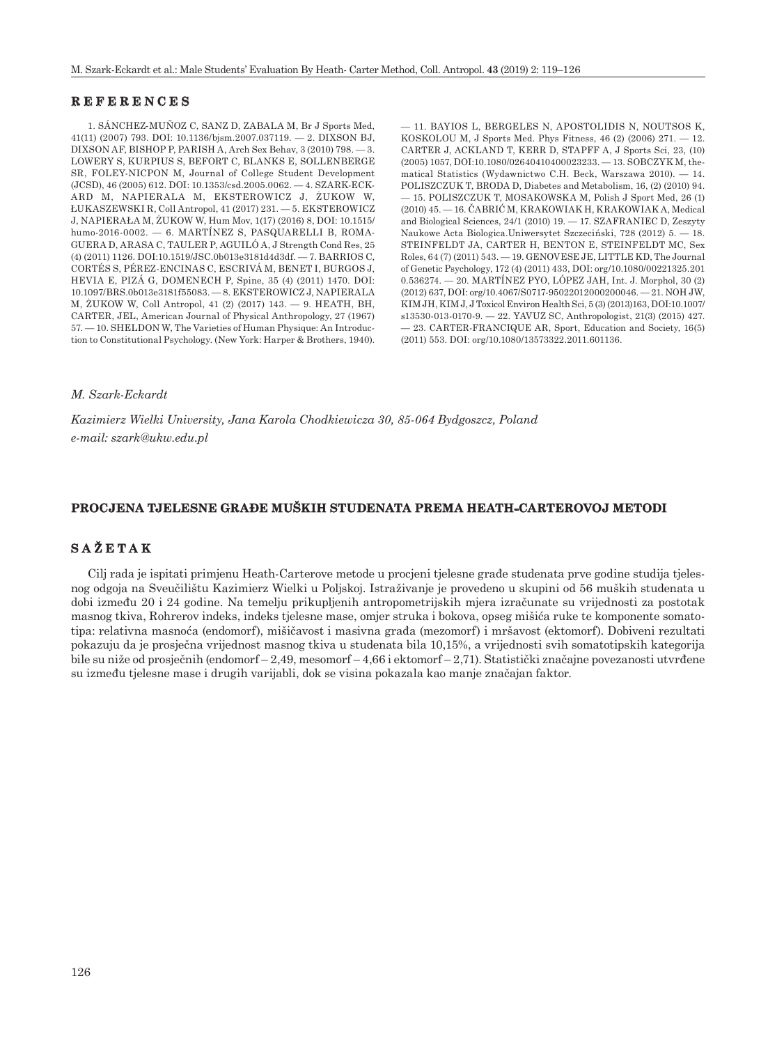## REFERENCES

1. SÁNCHEZ-MUÑOZ C, SANZ D, ZABALA M, Br J Sports Med, 41(11) (2007) 793. DOI: 10.1136/bjsm.2007.037119. — 2. DIXSON BJ, DIXSON AF, BISHOP P, PARISH A, Arch Sex Behav, 3 (2010) 798. — 3. LOWERY S, KURPIUS S, BEFORT C, BLANKS E, SOLLENBERGE SR, FOLEY-NICPON M, Journal of College Student Development (JCSD), 46 (2005) 612. DOI: 10.1353/csd.2005.0062. — 4. SZARK-ECKARD M, NAPIERALA M, EKSTEROWICZ J, ŻUKOW W, ŁUKASZEWSKI R, Coll Antropol, 41 (2017) 231. — 5. EKSTEROWICZ J, NAPIERAŁA M, ŻUKOW W, Hum Mov, 1(17) (2016) 8, DOI: 10.1515/humo-2016-0002. — 6. MARTÍNEZ S, PASQUARELLI B, ROMAGUERA D, ARASA C, TAULER P, AGUILÓ A, J Strength Cond Res, 25 (4) (2011) 1126. DOI:10.1519/JSC.0b013e3181d4d3df. — 7. BARRIOS C, CORTÉS S, PÉREZ-ENCINAS C, ESCRIVÁ M, BENET I, BURGOS J, HEVIA E, PIZÁ G, DOMENECH P, Spine, 35 (4) (2011) 1470. DOI: 10.1097/BRS.0b013e3181f55083. — 8. EKSTEROWICZ J, NAPIERALA M, ŻUKOW W, Coll Antropol, 41 (2) (2017) 143. — 9. HEATH, BH, CARTER, JEL, American Journal of Physical Anthropology, 27 (1967) 57. — 10. SHELDON W, The Varieties of Human Physique: An Introduction to Constitutional Psychology. (New York: Harper & Brothers, 1940). — 11. BAYIOS L, BERGELES N, APOSTOLIDIS N, NOUTSOS K, KOSKOLOU M, J Sports Med. Phys Fitness, 46 (2) (2006) 271. — 12. CARTER J, ACKLAND T, KERR D, STAPFF A, J Sports Sci, 23, (10) (2005) 1057, DOI:10.1080/02640410400023233. — 13. SOBCZYK M, thematical Statistics (Wydawnictwo C.H. Beck, Warszawa 2010). — 14. POLISZCZUK T, BRODA D, Diabetes and Metabolism, 16, (2) (2010) 94. — 15. POLISZCZUK T, MOSAKOWSKA M, Polish J Sport Med, 26 (1) (2010) 45. — 16. ČABRIĆ M, KRAKOWIAK H, KRAKOWIAK A, Medical and Biological Sciences, 24/1 (2010) 19. — 17. SZAFRANIEC D, Zeszyty Naukowe Acta Biologica.Uniwersytet Szczeciński, 728 (2012) 5. — 18. STEINFELDT JA, CARTER H, BENTON E, STEINFELDT MC, Sex Roles, 64 (7) (2011) 543. — 19. GENOVESE JE, LITTLE KD, The Journal of Genetic Psychology, 172 (4) (2011) 433, DOI: org/10.1080/00221325.2010.536274. — 20. MARTÍNEZ PYO, LÓPEZ JAH, Int. J. Morphol, 30 (2) (2012) 637, DOI: org/10.4067/S0717-95022012000200046. — 21. NOH JW, KIM JH, KIM J, J Toxicol Environ Health Sci, 5 (3) (2013)163, DOI:10.1007/s13530-013-0170-9. — 22. YAVUZ SC, Anthropologist, 21(3) (2015) 427. — 23. CARTER-FRANCIQUE AR, Sport, Education and Society, 16(5) (2011) 553. DOI: org/10.1080/13573322.2011.601136.

*M. Szark-Eckardt*

*Kazimierz Wielki University, Jana Karola Chodkiewicza 30, 85-064 Bydgoszcz, Poland*
*e-mail: szark@ukw.edu.pl*

## PROCJENA TJELESNE GRAĐE MUŠKIH STUDENATA PREMA HEATH-CARTEROVOJ METODI

## SAŽETAK

Cilj rada je ispitati primjenu Heath-Carterove metode u procjeni tjelesne građe studenata prve godine studija tjelesnog odgoja na Sveučilištu Kazimierz Wielki u Poljskoj. Istraživanje je provedeno u skupini od 56 muških studenata u dobi između 20 i 24 godine. Na temelju prikupljenih antropometrijskih mjera izračunate su vrijednosti za postotak masnog tkiva, Rohrerov indeks, indeks tjelesne mase, omjer struka i bokova, opseg mišića ruke te komponente somatotipa: relativna masnoća (endomorf), mišićavost i masivna građa (mezomorf) i mršavost (ektomorf). Dobiveni rezultati pokazuju da je prosječna vrijednost masnog tkiva u studenata bila 10,15%, a vrijednosti svih somatotipskih kategorija bile su niže od prosječnih (endomorf – 2,49, mesomorf – 4,66 i ektomorf – 2,71). Statistički značajne povezanosti utvrđene su između tjelesne mase i drugih varijabli, dok se visina pokazala kao manje značajan faktor.